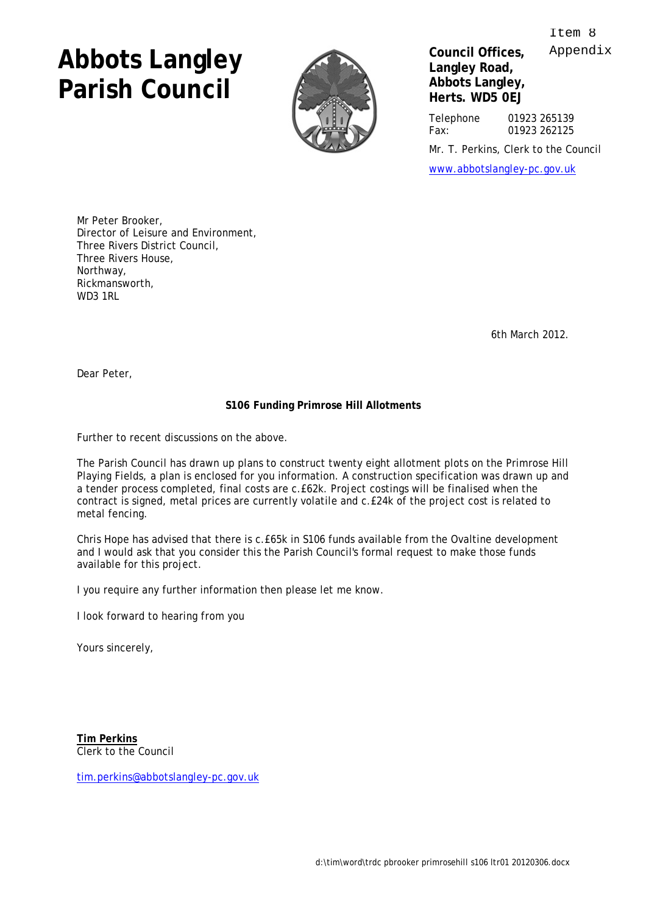Item 8
Appendix

# Abbots Langley Parish Council

**Council Offices,**
**Langley Road,**
**Abbots Langley,**
**Herts. WD5 0EJ**

Telephone 01923 265139
Fax: 01923 262125

Mr. T. Perkins, Clerk to the Council

www.abbotslangley-pc.gov.uk

Mr Peter Brooker,
Director of Leisure and Environment,
Three Rivers District Council,
Three Rivers House,
Northway,
Rickmansworth,
WD3 1RL

6th March 2012.

Dear Peter,

**S106 Funding Primrose Hill Allotments**

Further to recent discussions on the above.

The Parish Council has drawn up plans to construct twenty eight allotment plots on the Primrose Hill Playing Fields, a plan is enclosed for you information. A construction specification was drawn up and a tender process completed, final costs are c.£62k. Project costings will be finalised when the contract is signed, metal prices are currently volatile and c.£24k of the project cost is related to metal fencing.

Chris Hope has advised that there is c.£65k in S106 funds available from the Ovaltine development and I would ask that you consider this the Parish Council's formal request to make those funds available for this project.

I you require any further information then please let me know.

I look forward to hearing from you

Yours sincerely,

**Tim Perkins**
Clerk to the Council

tim.perkins@abbotslangley-pc.gov.uk

d:\tim\word\trdc pbrooker primrosehill s106 ltr01 20120306.docx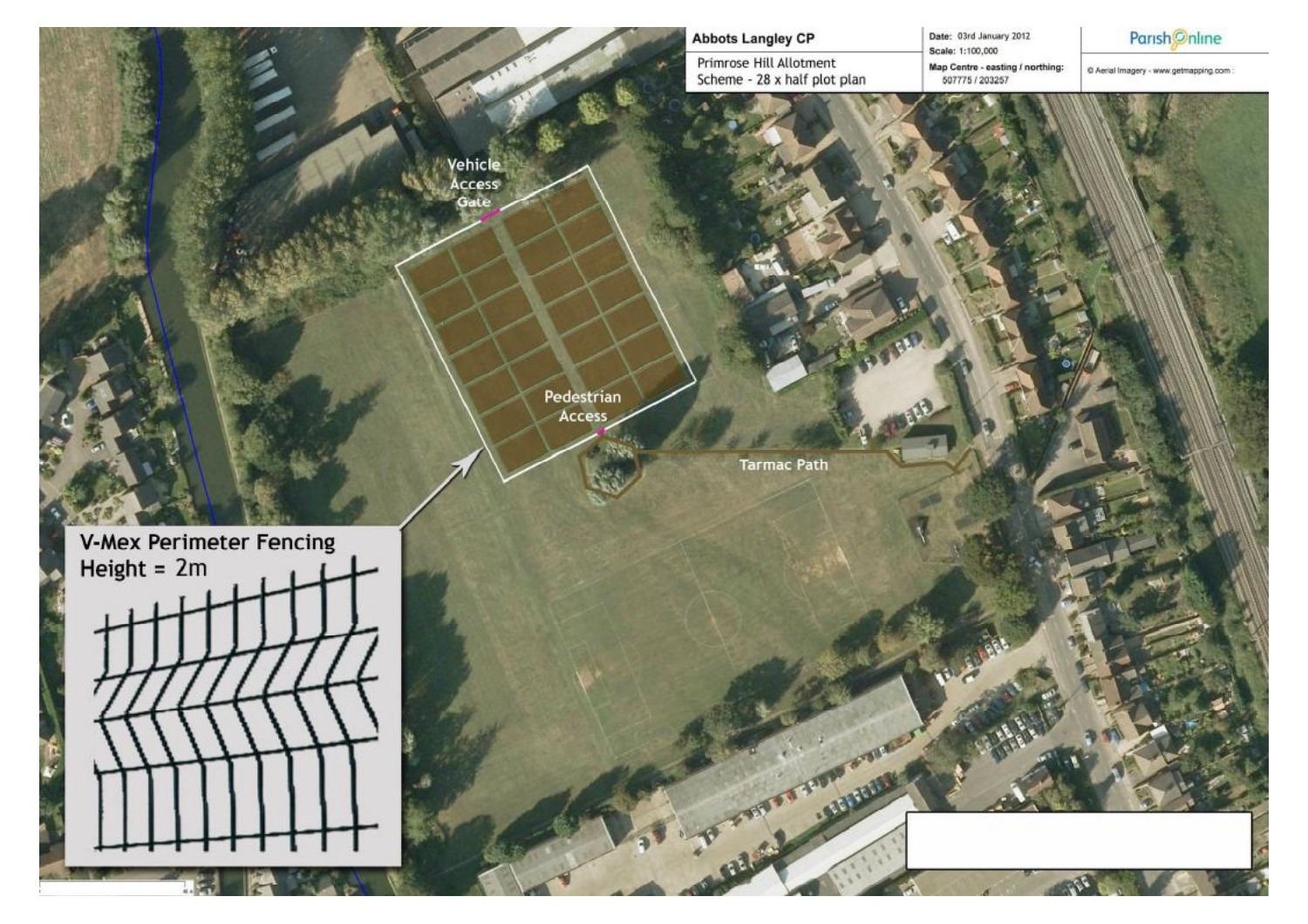**Abbots Langley CP**

Primrose Hill Allotment Scheme - 28 x half plot plan

Date: 03rd January 2012

Scale: 1:100,000

Map Centre - easting / northing: 507775 / 203257

Parish Online

© Aerial Imagery - www.getmapping.com

Vehicle Access Gate

Pedestrian Access

Tarmac Path

V-Mex Perimeter Fencing
Height = 2m